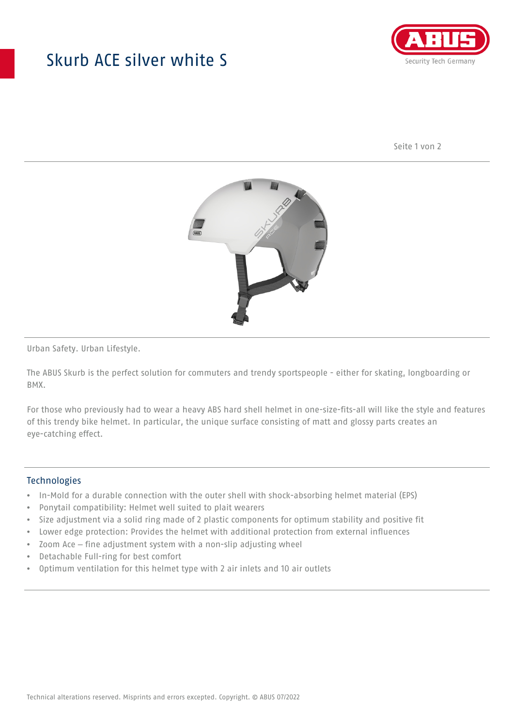# Skurb ACE silver white S

Urban Safety. Urban Lifestyle.

The ABUS Skurb is the perfect solution for commuters and trendy sportspeople - either for skating, longboarding or BMX.

For those who previously had to wear a heavy ABS hard shell helmet in one-size-fits-all will like the style and features of this trendy bike helmet. In particular, the unique surface consisting of matt and glossy parts creates an eye-catching effect.

## Technologies

- In-Mold for a durable connection with the outer shell with shock-absorbing helmet material (EPS)
- Ponytail compatibility: Helmet well suited to plait wearers
- Size adjustment via a solid ring made of 2 plastic components for optimum stability and positive fit
- Lower edge protection: Provides the helmet with additional protection from external influences
- Zoom Ace – fine adjustment system with a non-slip adjusting wheel
- Detachable Full-ring for best comfort
- Optimum ventilation for this helmet type with 2 air inlets and 10 air outlets

Technical alterations reserved. Misprints and errors excepted. Copyright. © ABUS 07/2022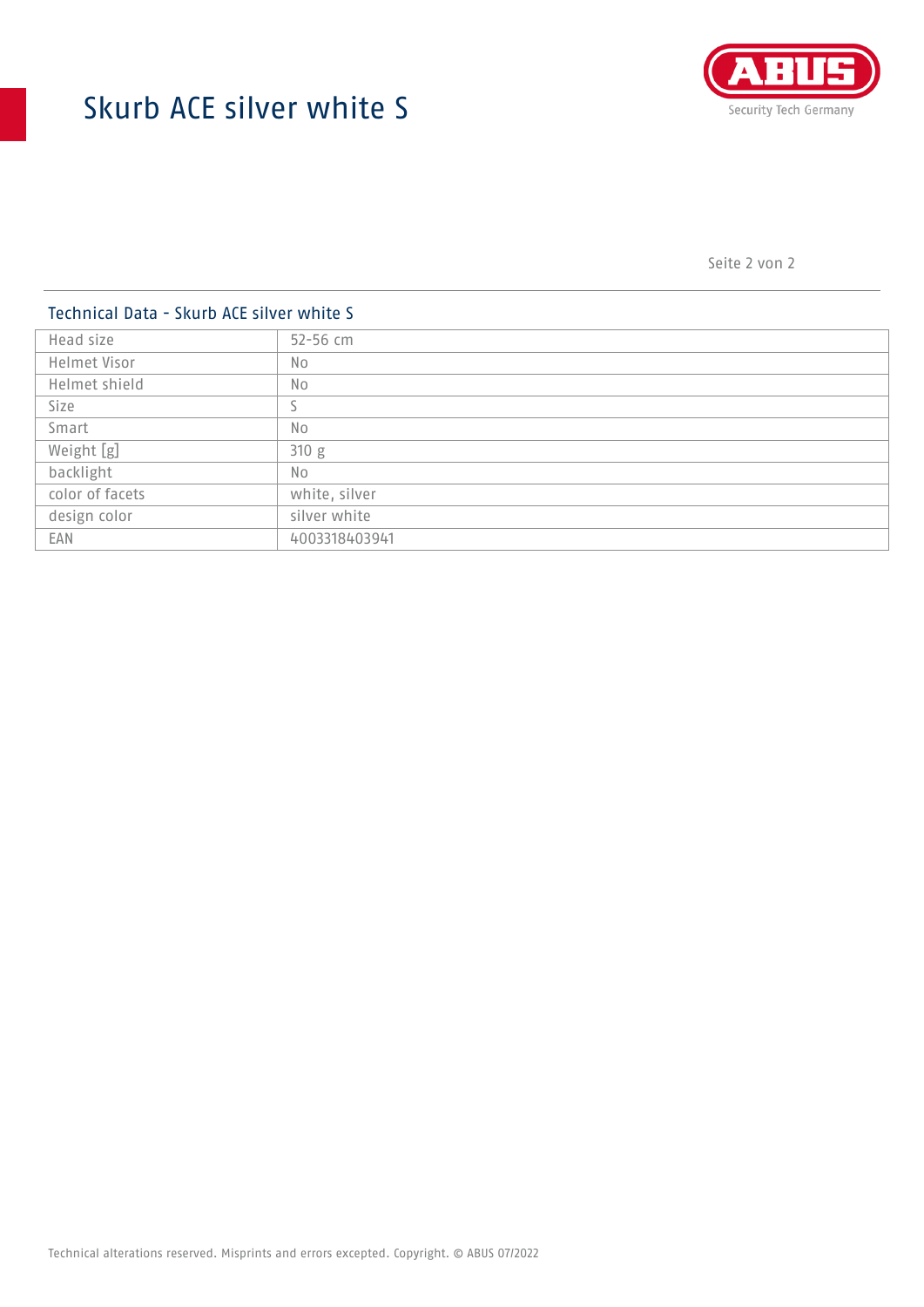# Skurb ACE silver white S

## Technical Data - Skurb ACE silver white S

| | |
|---|---|
| Head size | 52-56 cm |
| Helmet Visor | No |
| Helmet shield | No |
| Size | S |
| Smart | No |
| Weight [g] | 310 g |
| backlight | No |
| color of facets | white, silver |
| design color | silver white |
| EAN | 4003318403941 |

Technical alterations reserved. Misprints and errors excepted. Copyright. © ABUS 07/2022